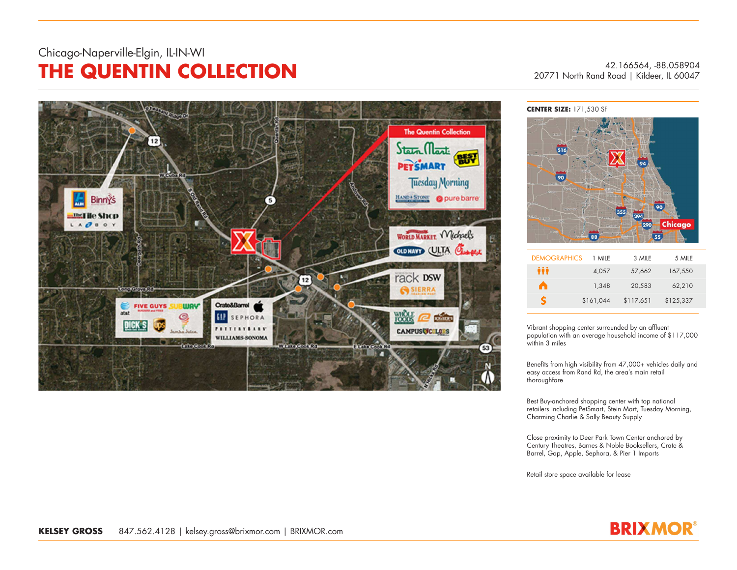Chicago-Naperville-Elgin, IL-IN-WI

# THE QUENTIN COLLECTION

42.166564, -88.058904
20771 North Rand Road | Kildeer, IL 60047

**CENTER SIZE:** 171,530 SF

| DEMOGRAPHICS | 1 MILE | 3 MILE | 5 MILE |
|---|---|---|---|
| Population | 4,057 | 57,662 | 167,550 |
| Households | 1,348 | 20,583 | 62,210 |
| $ | $161,044 | $117,651 | $125,337 |

Vibrant shopping center surrounded by an affluent population with an average household income of $117,000 within 3 miles

Benefits from high visibility from 47,000+ vehicles daily and easy access from Rand Rd, the area's main retail thoroughfare

Best Buy-anchored shopping center with top national retailers including PetSmart, Stein Mart, Tuesday Morning, Charming Charlie & Sally Beauty Supply

Close proximity to Deer Park Town Center anchored by Century Theatres, Barnes & Noble Booksellers, Crate & Barrel, Gap, Apple, Sephora, & Pier 1 Imports

Retail store space available for lease

**KELSEY GROSS** 847.562.4128 | kelsey.gross@brixmor.com | BRIXMOR.com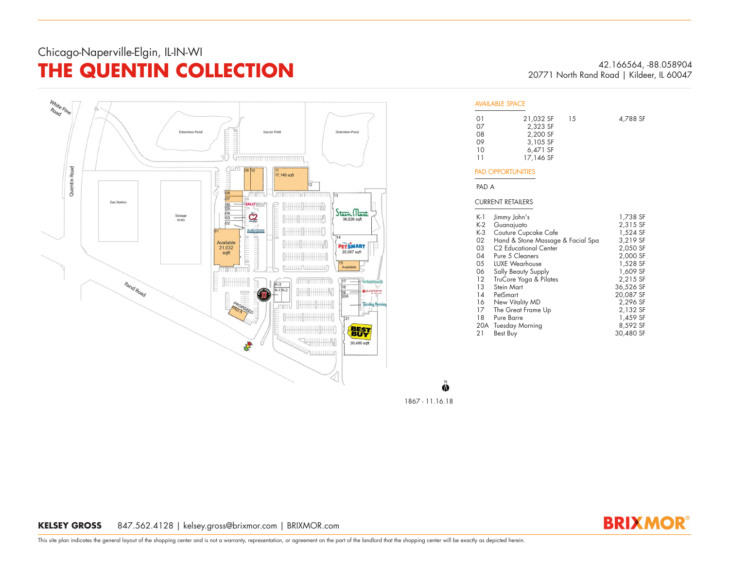Chicago-Naperville-Elgin, IL-IN-WI

# THE QUENTIN COLLECTION

42.166564, -88.058904
20771 North Rand Road | Kildeer, IL 60047

1867 - 11.16.18

## AVAILABLE SPACE

| | | | |
|---|---|---|---|
| 01 | 21,032 SF | 15 | 4,788 SF |
| 07 | 2,323 SF | | |
| 08 | 2,200 SF | | |
| 09 | 3,105 SF | | |
| 10 | 6,471 SF | | |
| 11 | 17,146 SF | | |

## PAD OPPORTUNITIES

PAD A

## CURRENT RETAILERS

| | | |
|---|---|---|
| K-1 | Jimmy John's | 1,738 SF |
| K-2 | Guanajuato | 2,315 SF |
| K-3 | Couture Cupcake Cafe | 1,524 SF |
| 02 | Hand & Stone Massage & Facial Spa | 3,219 SF |
| 03 | C2 Educational Center | 2,050 SF |
| 04 | Pure 5 Cleaners | 2,000 SF |
| 05 | LUXE Wearhouse | 1,528 SF |
| 06 | Sally Beauty Supply | 1,609 SF |
| 12 | TruCore Yoga & Pilates | 2,215 SF |
| 13 | Stein Mart | 36,526 SF |
| 14 | PetSmart | 20,087 SF |
| 16 | New Vitality MD | 2,296 SF |
| 17 | The Great Frame Up | 2,132 SF |
| 18 | Pure Barre | 1,459 SF |
| 20A | Tuesday Morning | 8,592 SF |
| 21 | Best Buy | 30,480 SF |

**KELSEY GROSS** 847.562.4128 | kelsey.gross@brixmor.com | BRIXMOR.com

BRIXMOR®

This site plan indicates the general layout of the shopping center and is not a warranty, representation, or agreement on the part of the landlord that the shopping center will be exactly as depicted herein.